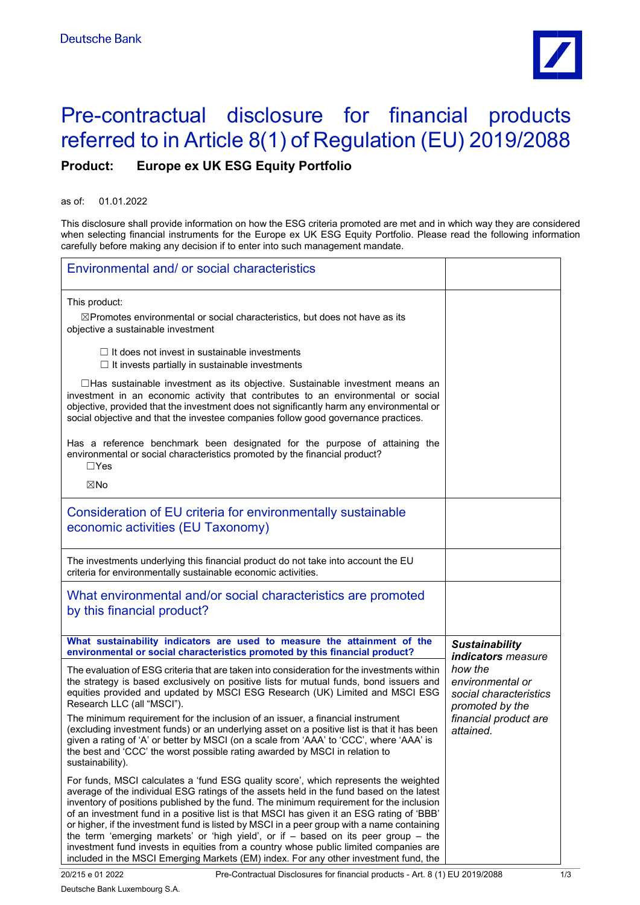Deutsche Bank

# Pre-contractual disclosure for financial products referred to in Article 8(1) of Regulation (EU) 2019/2088

**Product: Europe ex UK ESG Equity Portfolio**

as of: 01.01.2022

This disclosure shall provide information on how the ESG criteria promoted are met and in which way they are considered when selecting financial instruments for the Europe ex UK ESG Equity Portfolio. Please read the following information carefully before making any decision if to enter into such management mandate.

## Environmental and/ or social characteristics

This product:

☒Promotes environmental or social characteristics, but does not have as its objective a sustainable investment

- ☐ It does not invest in sustainable investments
- ☐ It invests partially in sustainable investments

☐Has sustainable investment as its objective. Sustainable investment means an investment in an economic activity that contributes to an environmental or social objective, provided that the investment does not significantly harm any environmental or social objective and that the investee companies follow good governance practices.

Has a reference benchmark been designated for the purpose of attaining the environmental or social characteristics promoted by the financial product?

☐Yes

☒No

## Consideration of EU criteria for environmentally sustainable economic activities (EU Taxonomy)

The investments underlying this financial product do not take into account the EU criteria for environmentally sustainable economic activities.

## What environmental and/or social characteristics are promoted by this financial product?

**What sustainability indicators are used to measure the attainment of the environmental or social characteristics promoted by this financial product?**

*__Sustainability indicators__ measure how the environmental or social characteristics promoted by the financial product are attained.*

The evaluation of ESG criteria that are taken into consideration for the investments within the strategy is based exclusively on positive lists for mutual funds, bond issuers and equities provided and updated by MSCI ESG Research (UK) Limited and MSCI ESG Research LLC (all "MSCI").

The minimum requirement for the inclusion of an issuer, a financial instrument (excluding investment funds) or an underlying asset on a positive list is that it has been given a rating of 'A' or better by MSCI (on a scale from 'AAA' to 'CCC', where 'AAA' is the best and 'CCC' the worst possible rating awarded by MSCI in relation to sustainability).

For funds, MSCI calculates a 'fund ESG quality score', which represents the weighted average of the individual ESG ratings of the assets held in the fund based on the latest inventory of positions published by the fund. The minimum requirement for the inclusion of an investment fund in a positive list is that MSCI has given it an ESG rating of 'BBB' or higher, if the investment fund is listed by MSCI in a peer group with a name containing the term 'emerging markets' or 'high yield', or if – based on its peer group – the investment fund invests in equities from a country whose public limited companies are included in the MSCI Emerging Markets (EM) index. For any other investment fund, the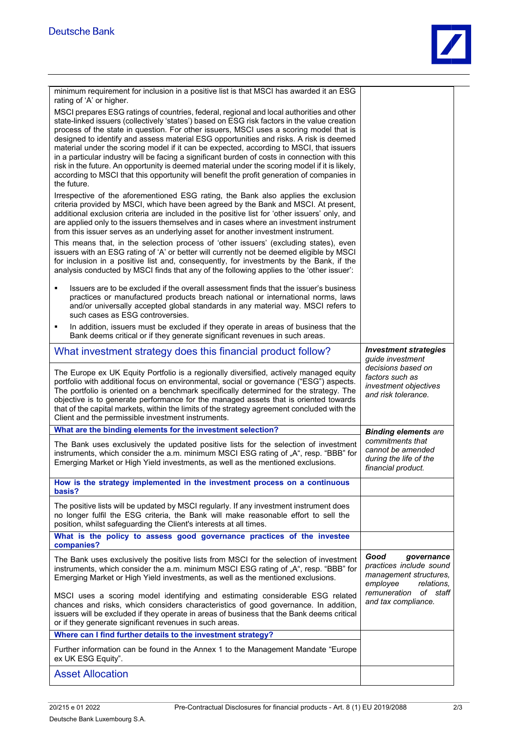minimum requirement for inclusion in a positive list is that MSCI has awarded it an ESG rating of 'A' or higher.

MSCI prepares ESG ratings of countries, federal, regional and local authorities and other state-linked issuers (collectively 'states') based on ESG risk factors in the value creation process of the state in question. For other issuers, MSCI uses a scoring model that is designed to identify and assess material ESG opportunities and risks. A risk is deemed material under the scoring model if it can be expected, according to MSCI, that issuers in a particular industry will be facing a significant burden of costs in connection with this risk in the future. An opportunity is deemed material under the scoring model if it is likely, according to MSCI that this opportunity will benefit the profit generation of companies in the future.

Irrespective of the aforementioned ESG rating, the Bank also applies the exclusion criteria provided by MSCI, which have been agreed by the Bank and MSCI. At present, additional exclusion criteria are included in the positive list for 'other issuers' only, and are applied only to the issuers themselves and in cases where an investment instrument from this issuer serves as an underlying asset for another investment instrument.

This means that, in the selection process of 'other issuers' (excluding states), even issuers with an ESG rating of 'A' or better will currently not be deemed eligible by MSCI for inclusion in a positive list and, consequently, for investments by the Bank, if the analysis conducted by MSCI finds that any of the following applies to the 'other issuer':

- Issuers are to be excluded if the overall assessment finds that the issuer's business practices or manufactured products breach national or international norms, laws and/or universally accepted global standards in any material way. MSCI refers to such cases as ESG controversies.
- In addition, issuers must be excluded if they operate in areas of business that the Bank deems critical or if they generate significant revenues in such areas.

## What investment strategy does this financial product follow?

*__Investment strategies__ guide investment decisions based on factors such as investment objectives and risk tolerance.*

The Europe ex UK Equity Portfolio is a regionally diversified, actively managed equity portfolio with additional focus on environmental, social or governance ("ESG") aspects. The portfolio is oriented on a benchmark specifically determined for the strategy. The objective is to generate performance for the managed assets that is oriented towards that of the capital markets, within the limits of the strategy agreement concluded with the Client and the permissible investment instruments.

### What are the binding elements for the investment selection?

*__Binding elements__ are commitments that cannot be amended during the life of the financial product.*

The Bank uses exclusively the updated positive lists for the selection of investment instruments, which consider the a.m. minimum MSCI ESG rating of „A", resp. "BBB" for Emerging Market or High Yield investments, as well as the mentioned exclusions.

### How is the strategy implemented in the investment process on a continuous basis?

The positive lists will be updated by MSCI regularly. If any investment instrument does no longer fulfil the ESG criteria, the Bank will make reasonable effort to sell the position, whilst safeguarding the Client's interests at all times.

### What is the policy to assess good governance practices of the investee companies?

*__Good governance__ practices include sound management structures, employee relations, remuneration of staff and tax compliance.*

The Bank uses exclusively the positive lists from MSCI for the selection of investment instruments, which consider the a.m. minimum MSCI ESG rating of „A", resp. "BBB" for Emerging Market or High Yield investments, as well as the mentioned exclusions.

MSCI uses a scoring model identifying and estimating considerable ESG related chances and risks, which considers characteristics of good governance. In addition, issuers will be excluded if they operate in areas of business that the Bank deems critical or if they generate significant revenues in such areas.

### Where can I find further details to the investment strategy?

Further information can be found in the Annex 1 to the Management Mandate "Europe ex UK ESG Equity".

## Asset Allocation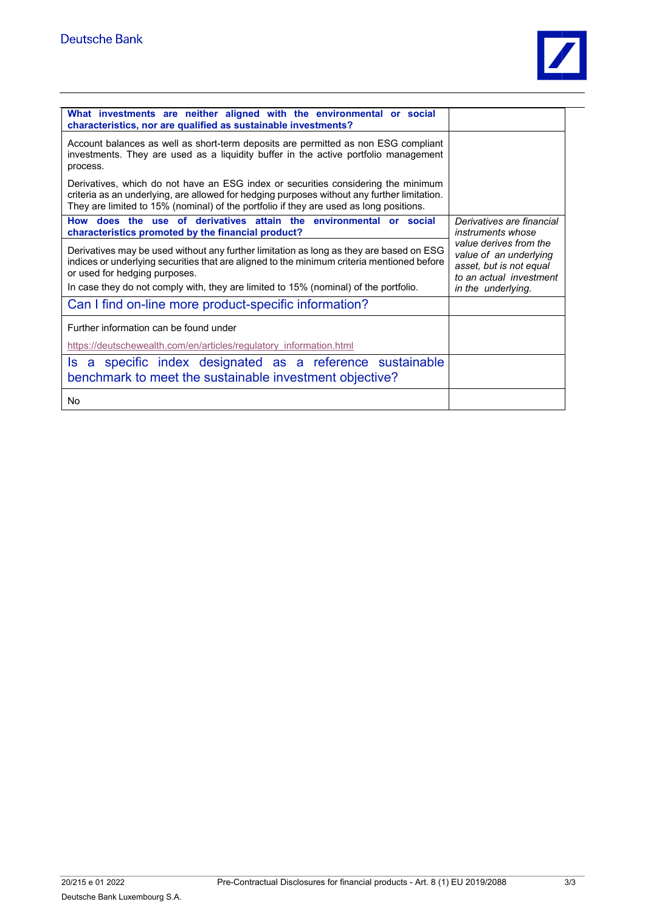**What investments are neither aligned with the environmental or social characteristics, nor are qualified as sustainable investments?**

Account balances as well as short-term deposits are permitted as non ESG compliant investments. They are used as a liquidity buffer in the active portfolio management process.

Derivatives, which do not have an ESG index or securities considering the minimum criteria as an underlying, are allowed for hedging purposes without any further limitation. They are limited to 15% (nominal) of the portfolio if they are used as long positions.

**How does the use of derivatives attain the environmental or social characteristics promoted by the financial product?**

*Derivatives are financial instruments whose value derives from the value of an underlying asset, but is not equal to an actual investment in the underlying.*

Derivatives may be used without any further limitation as long as they are based on ESG indices or underlying securities that are aligned to the minimum criteria mentioned before or used for hedging purposes.

In case they do not comply with, they are limited to 15% (nominal) of the portfolio.

## Can I find on-line more product-specific information?

Further information can be found under

https://deutschewealth.com/en/articles/regulatory_information.html

## Is a specific index designated as a reference sustainable benchmark to meet the sustainable investment objective?

No